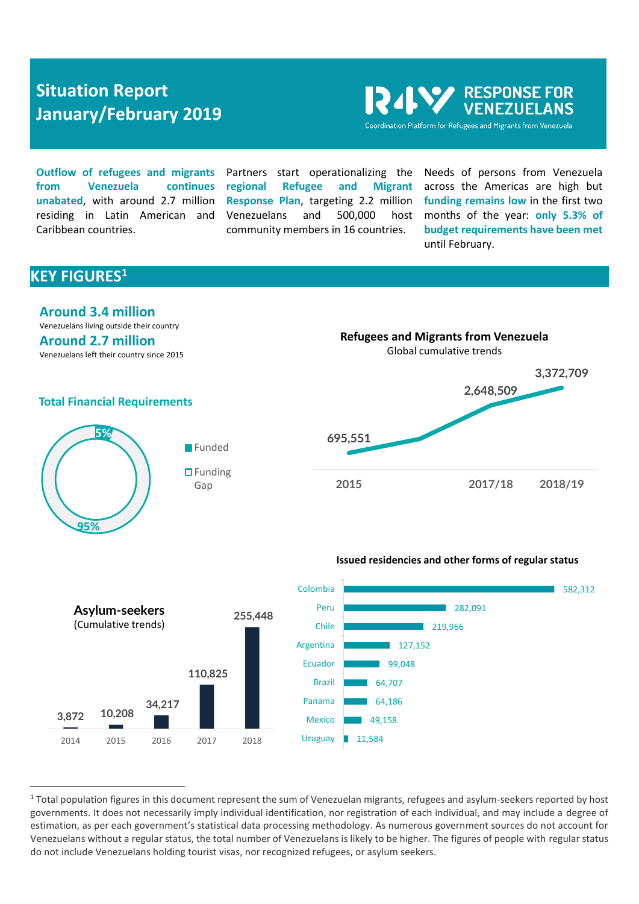# Situation Report January/February 2019

RESPONSE FOR VENEZUELANS
Coordination Platform for Refugees and Migrants from Venezuela

**Outflow of refugees and migrants from Venezuela continues unabated**, with around 2.7 million residing in Latin American and Caribbean countries.

Partners start operationalizing the **regional Refugee and Migrant Response Plan**, targeting 2.2 million Venezuelans and 500,000 host community members in 16 countries.

Needs of persons from Venezuela across the Americas are high but **funding remains low** in the first two months of the year: **only 5.3% of budget requirements have been met** until February.

## KEY FIGURES[1]

**Around 3.4 million**
Venezuelans living outside their country

**Around 2.7 million**
Venezuelans left their country since 2015

### Total Financial Requirements

| | |
|---|---|
| Funded | 5% |
| Funding Gap | 95% |

### Refugees and Migrants from Venezuela
Global cumulative trends

| Year | Number |
|---|---|
| 2015 | 695,551 |
| 2017/18 | 2,648,509 |
| 2018/19 | 3,372,709 |

### Asylum-seekers
(Cumulative trends)

| Year | Number |
|---|---|
| 2014 | 3,872 |
| 2015 | 10,208 |
| 2016 | 34,217 |
| 2017 | 110,825 |
| 2018 | 255,448 |

### Issued residencies and other forms of regular status

| Country | Number |
|---|---|
| Colombia | 582,312 |
| Peru | 282,091 |
| Chile | 219,966 |
| Argentina | 127,152 |
| Ecuador | 99,048 |
| Brazil | 64,707 |
| Panama | 64,186 |
| Mexico | 49,158 |
| Uruguay | 11,584 |

[1] Total population figures in this document represent the sum of Venezuelan migrants, refugees and asylum-seekers reported by host governments. It does not necessarily imply individual identification, nor registration of each individual, and may include a degree of estimation, as per each government's statistical data processing methodology. As numerous government sources do not account for Venezuelans without a regular status, the total number of Venezuelans is likely to be higher. The figures of people with regular status do not include Venezuelans holding tourist visas, nor recognized refugees, or asylum seekers.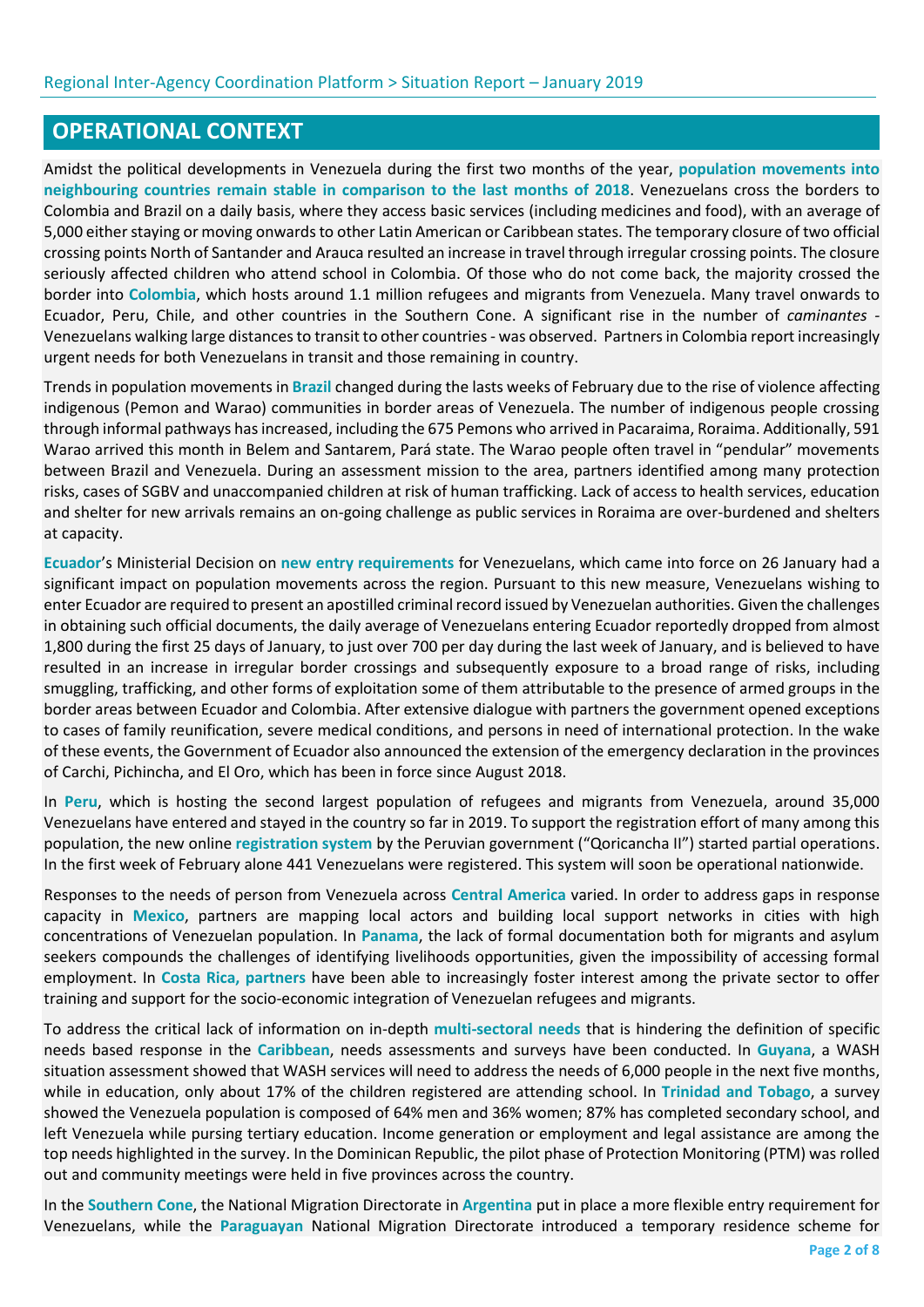## OPERATIONAL CONTEXT

Amidst the political developments in Venezuela during the first two months of the year, **population movements into neighbouring countries remain stable in comparison to the last months of 2018**. Venezuelans cross the borders to Colombia and Brazil on a daily basis, where they access basic services (including medicines and food), with an average of 5,000 either staying or moving onwards to other Latin American or Caribbean states. The temporary closure of two official crossing points North of Santander and Arauca resulted an increase in travel through irregular crossing points. The closure seriously affected children who attend school in Colombia. Of those who do not come back, the majority crossed the border into **Colombia**, which hosts around 1.1 million refugees and migrants from Venezuela. Many travel onwards to Ecuador, Peru, Chile, and other countries in the Southern Cone. A significant rise in the number of *caminantes* - Venezuelans walking large distances to transit to other countries - was observed. Partners in Colombia report increasingly urgent needs for both Venezuelans in transit and those remaining in country.

Trends in population movements in **Brazil** changed during the lasts weeks of February due to the rise of violence affecting indigenous (Pemon and Warao) communities in border areas of Venezuela. The number of indigenous people crossing through informal pathways has increased, including the 675 Pemons who arrived in Pacaraima, Roraima. Additionally, 591 Warao arrived this month in Belem and Santarem, Pará state. The Warao people often travel in "pendular" movements between Brazil and Venezuela. During an assessment mission to the area, partners identified among many protection risks, cases of SGBV and unaccompanied children at risk of human trafficking. Lack of access to health services, education and shelter for new arrivals remains an on-going challenge as public services in Roraima are over-burdened and shelters at capacity.

**Ecuador**'s Ministerial Decision on **new entry requirements** for Venezuelans, which came into force on 26 January had a significant impact on population movements across the region. Pursuant to this new measure, Venezuelans wishing to enter Ecuador are required to present an apostilled criminal record issued by Venezuelan authorities. Given the challenges in obtaining such official documents, the daily average of Venezuelans entering Ecuador reportedly dropped from almost 1,800 during the first 25 days of January, to just over 700 per day during the last week of January, and is believed to have resulted in an increase in irregular border crossings and subsequently exposure to a broad range of risks, including smuggling, trafficking, and other forms of exploitation some of them attributable to the presence of armed groups in the border areas between Ecuador and Colombia. After extensive dialogue with partners the government opened exceptions to cases of family reunification, severe medical conditions, and persons in need of international protection. In the wake of these events, the Government of Ecuador also announced the extension of the emergency declaration in the provinces of Carchi, Pichincha, and El Oro, which has been in force since August 2018.

In **Peru**, which is hosting the second largest population of refugees and migrants from Venezuela, around 35,000 Venezuelans have entered and stayed in the country so far in 2019. To support the registration effort of many among this population, the new online **registration system** by the Peruvian government ("Qoricancha II") started partial operations. In the first week of February alone 441 Venezuelans were registered. This system will soon be operational nationwide.

Responses to the needs of person from Venezuela across **Central America** varied. In order to address gaps in response capacity in **Mexico**, partners are mapping local actors and building local support networks in cities with high concentrations of Venezuelan population. In **Panama**, the lack of formal documentation both for migrants and asylum seekers compounds the challenges of identifying livelihoods opportunities, given the impossibility of accessing formal employment. In **Costa Rica, partners** have been able to increasingly foster interest among the private sector to offer training and support for the socio-economic integration of Venezuelan refugees and migrants.

To address the critical lack of information on in-depth **multi-sectoral needs** that is hindering the definition of specific needs based response in the **Caribbean**, needs assessments and surveys have been conducted. In **Guyana**, a WASH situation assessment showed that WASH services will need to address the needs of 6,000 people in the next five months, while in education, only about 17% of the children registered are attending school. In **Trinidad and Tobago**, a survey showed the Venezuela population is composed of 64% men and 36% women; 87% has completed secondary school, and left Venezuela while pursing tertiary education. Income generation or employment and legal assistance are among the top needs highlighted in the survey. In the Dominican Republic, the pilot phase of Protection Monitoring (PTM) was rolled out and community meetings were held in five provinces across the country.

In the **Southern Cone**, the National Migration Directorate in **Argentina** put in place a more flexible entry requirement for Venezuelans, while the **Paraguayan** National Migration Directorate introduced a temporary residence scheme for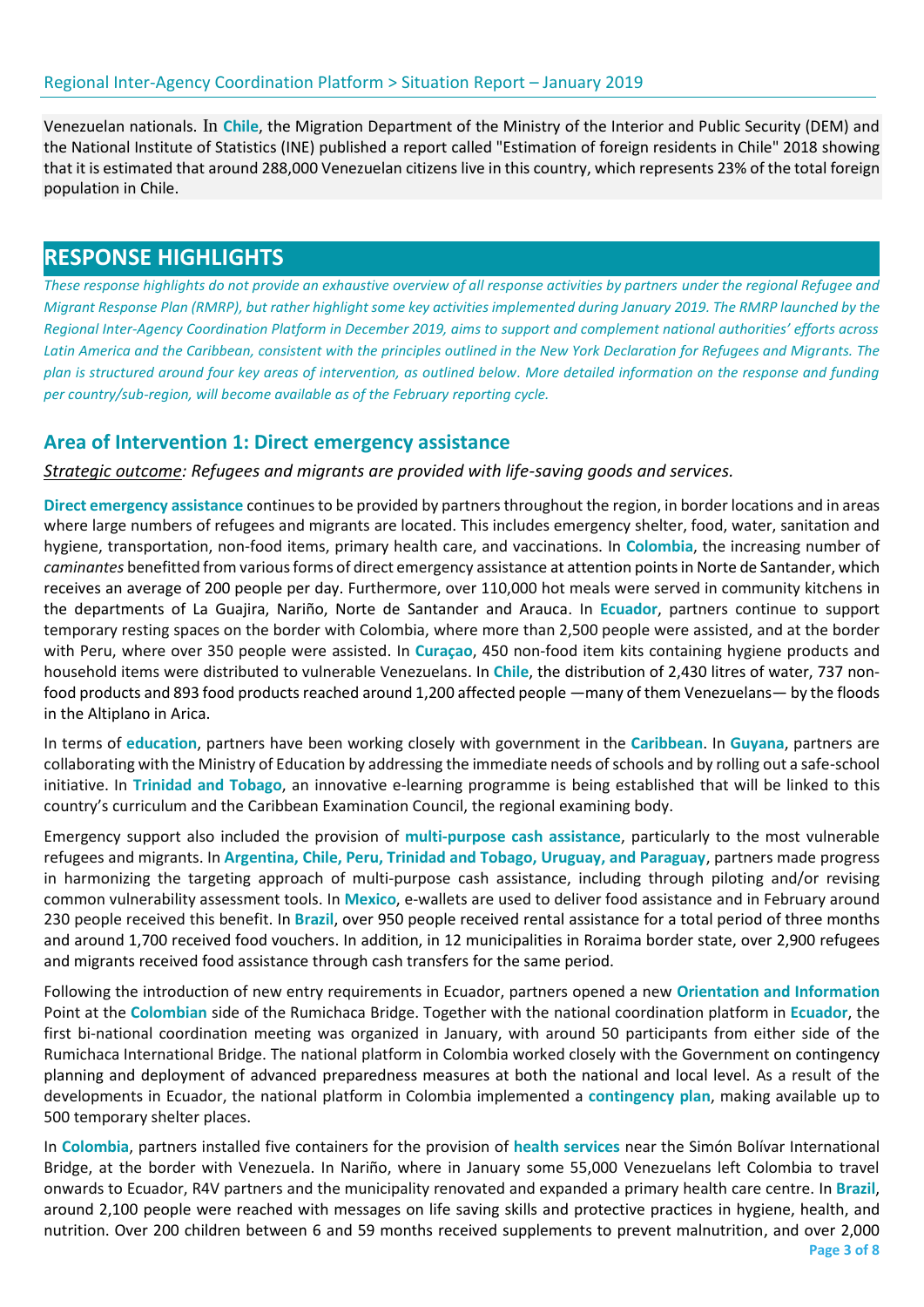Venezuelan nationals. In **Chile**, the Migration Department of the Ministry of the Interior and Public Security (DEM) and the National Institute of Statistics (INE) published a report called "Estimation of foreign residents in Chile" 2018 showing that it is estimated that around 288,000 Venezuelan citizens live in this country, which represents 23% of the total foreign population in Chile.

# RESPONSE HIGHLIGHTS

*These response highlights do not provide an exhaustive overview of all response activities by partners under the regional Refugee and Migrant Response Plan (RMRP), but rather highlight some key activities implemented during January 2019. The RMRP launched by the Regional Inter-Agency Coordination Platform in December 2019, aims to support and complement national authorities' efforts across Latin America and the Caribbean, consistent with the principles outlined in the New York Declaration for Refugees and Migrants. The plan is structured around four key areas of intervention, as outlined below. More detailed information on the response and funding per country/sub-region, will become available as of the February reporting cycle.*

## Area of Intervention 1: Direct emergency assistance

*Strategic outcome: Refugees and migrants are provided with life-saving goods and services.*

**Direct emergency assistance** continues to be provided by partners throughout the region, in border locations and in areas where large numbers of refugees and migrants are located. This includes emergency shelter, food, water, sanitation and hygiene, transportation, non-food items, primary health care, and vaccinations. In **Colombia**, the increasing number of *caminantes* benefitted from various forms of direct emergency assistance at attention points in Norte de Santander, which receives an average of 200 people per day. Furthermore, over 110,000 hot meals were served in community kitchens in the departments of La Guajira, Nariño, Norte de Santander and Arauca. In **Ecuador**, partners continue to support temporary resting spaces on the border with Colombia, where more than 2,500 people were assisted, and at the border with Peru, where over 350 people were assisted. In **Curaçao**, 450 non-food item kits containing hygiene products and household items were distributed to vulnerable Venezuelans. In **Chile**, the distribution of 2,430 litres of water, 737 non-food products and 893 food products reached around 1,200 affected people —many of them Venezuelans— by the floods in the Altiplano in Arica.

In terms of **education**, partners have been working closely with government in the **Caribbean**. In **Guyana**, partners are collaborating with the Ministry of Education by addressing the immediate needs of schools and by rolling out a safe-school initiative. In **Trinidad and Tobago**, an innovative e-learning programme is being established that will be linked to this country's curriculum and the Caribbean Examination Council, the regional examining body.

Emergency support also included the provision of **multi-purpose cash assistance**, particularly to the most vulnerable refugees and migrants. In **Argentina, Chile, Peru, Trinidad and Tobago, Uruguay, and Paraguay**, partners made progress in harmonizing the targeting approach of multi-purpose cash assistance, including through piloting and/or revising common vulnerability assessment tools. In **Mexico**, e-wallets are used to deliver food assistance and in February around 230 people received this benefit. In **Brazil**, over 950 people received rental assistance for a total period of three months and around 1,700 received food vouchers. In addition, in 12 municipalities in Roraima border state, over 2,900 refugees and migrants received food assistance through cash transfers for the same period.

Following the introduction of new entry requirements in Ecuador, partners opened a new **Orientation and Information** Point at the **Colombian** side of the Rumichaca Bridge. Together with the national coordination platform in **Ecuador**, the first bi-national coordination meeting was organized in January, with around 50 participants from either side of the Rumichaca International Bridge. The national platform in Colombia worked closely with the Government on contingency planning and deployment of advanced preparedness measures at both the national and local level. As a result of the developments in Ecuador, the national platform in Colombia implemented a **contingency plan**, making available up to 500 temporary shelter places.

In **Colombia**, partners installed five containers for the provision of **health services** near the Simón Bolívar International Bridge, at the border with Venezuela. In Nariño, where in January some 55,000 Venezuelans left Colombia to travel onwards to Ecuador, R4V partners and the municipality renovated and expanded a primary health care centre. In **Brazil**, around 2,100 people were reached with messages on life saving skills and protective practices in hygiene, health, and nutrition. Over 200 children between 6 and 59 months received supplements to prevent malnutrition, and over 2,000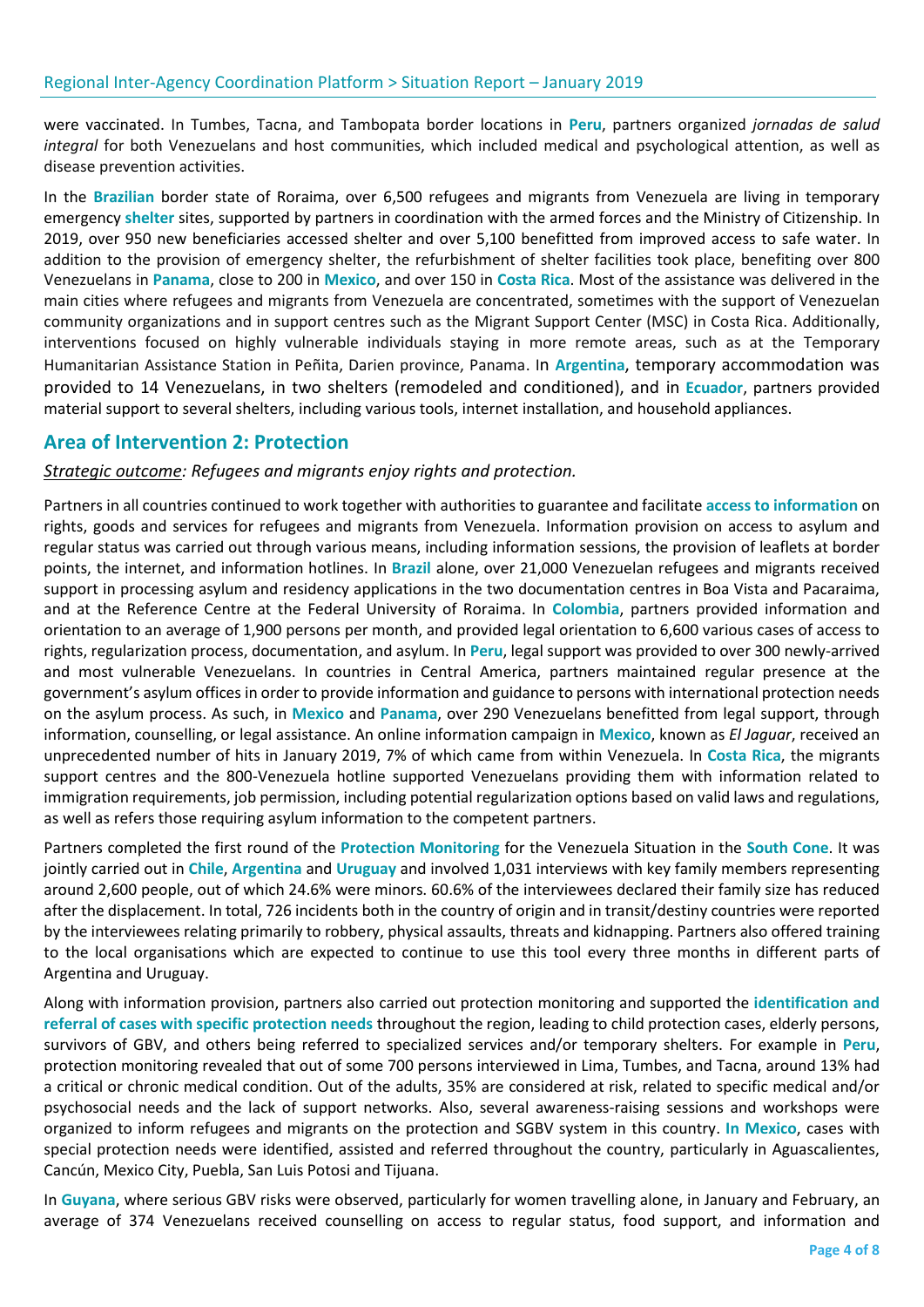were vaccinated. In Tumbes, Tacna, and Tambopata border locations in **Peru**, partners organized *jornadas de salud integral* for both Venezuelans and host communities, which included medical and psychological attention, as well as disease prevention activities.

In the **Brazilian** border state of Roraima, over 6,500 refugees and migrants from Venezuela are living in temporary emergency **shelter** sites, supported by partners in coordination with the armed forces and the Ministry of Citizenship. In 2019, over 950 new beneficiaries accessed shelter and over 5,100 benefitted from improved access to safe water. In addition to the provision of emergency shelter, the refurbishment of shelter facilities took place, benefiting over 800 Venezuelans in **Panama**, close to 200 in **Mexico**, and over 150 in **Costa Rica**. Most of the assistance was delivered in the main cities where refugees and migrants from Venezuela are concentrated, sometimes with the support of Venezuelan community organizations and in support centres such as the Migrant Support Center (MSC) in Costa Rica. Additionally, interventions focused on highly vulnerable individuals staying in more remote areas, such as at the Temporary Humanitarian Assistance Station in Peñita, Darien province, Panama. In **Argentina**, temporary accommodation was provided to 14 Venezuelans, in two shelters (remodeled and conditioned), and in **Ecuador**, partners provided material support to several shelters, including various tools, internet installation, and household appliances.

## Area of Intervention 2: Protection

*<u>Strategic outcome</u>: Refugees and migrants enjoy rights and protection.*

Partners in all countries continued to work together with authorities to guarantee and facilitate **access to information** on rights, goods and services for refugees and migrants from Venezuela. Information provision on access to asylum and regular status was carried out through various means, including information sessions, the provision of leaflets at border points, the internet, and information hotlines. In **Brazil** alone, over 21,000 Venezuelan refugees and migrants received support in processing asylum and residency applications in the two documentation centres in Boa Vista and Pacaraima, and at the Reference Centre at the Federal University of Roraima. In **Colombia**, partners provided information and orientation to an average of 1,900 persons per month, and provided legal orientation to 6,600 various cases of access to rights, regularization process, documentation, and asylum. In **Peru**, legal support was provided to over 300 newly-arrived and most vulnerable Venezuelans. In countries in Central America, partners maintained regular presence at the government's asylum offices in order to provide information and guidance to persons with international protection needs on the asylum process. As such, in **Mexico** and **Panama**, over 290 Venezuelans benefitted from legal support, through information, counselling, or legal assistance. An online information campaign in **Mexico**, known as *El Jaguar*, received an unprecedented number of hits in January 2019, 7% of which came from within Venezuela. In **Costa Rica**, the migrants support centres and the 800-Venezuela hotline supported Venezuelans providing them with information related to immigration requirements, job permission, including potential regularization options based on valid laws and regulations, as well as refers those requiring asylum information to the competent partners.

Partners completed the first round of the **Protection Monitoring** for the Venezuela Situation in the **South Cone**. It was jointly carried out in **Chile**, **Argentina** and **Uruguay** and involved 1,031 interviews with key family members representing around 2,600 people, out of which 24.6% were minors. 60.6% of the interviewees declared their family size has reduced after the displacement. In total, 726 incidents both in the country of origin and in transit/destiny countries were reported by the interviewees relating primarily to robbery, physical assaults, threats and kidnapping. Partners also offered training to the local organisations which are expected to continue to use this tool every three months in different parts of Argentina and Uruguay.

Along with information provision, partners also carried out protection monitoring and supported the **identification and referral of cases with specific protection needs** throughout the region, leading to child protection cases, elderly persons, survivors of GBV, and others being referred to specialized services and/or temporary shelters. For example in **Peru**, protection monitoring revealed that out of some 700 persons interviewed in Lima, Tumbes, and Tacna, around 13% had a critical or chronic medical condition. Out of the adults, 35% are considered at risk, related to specific medical and/or psychosocial needs and the lack of support networks. Also, several awareness-raising sessions and workshops were organized to inform refugees and migrants on the protection and SGBV system in this country. **In Mexico**, cases with special protection needs were identified, assisted and referred throughout the country, particularly in Aguascalientes, Cancún, Mexico City, Puebla, San Luis Potosi and Tijuana.

In **Guyana**, where serious GBV risks were observed, particularly for women travelling alone, in January and February, an average of 374 Venezuelans received counselling on access to regular status, food support, and information and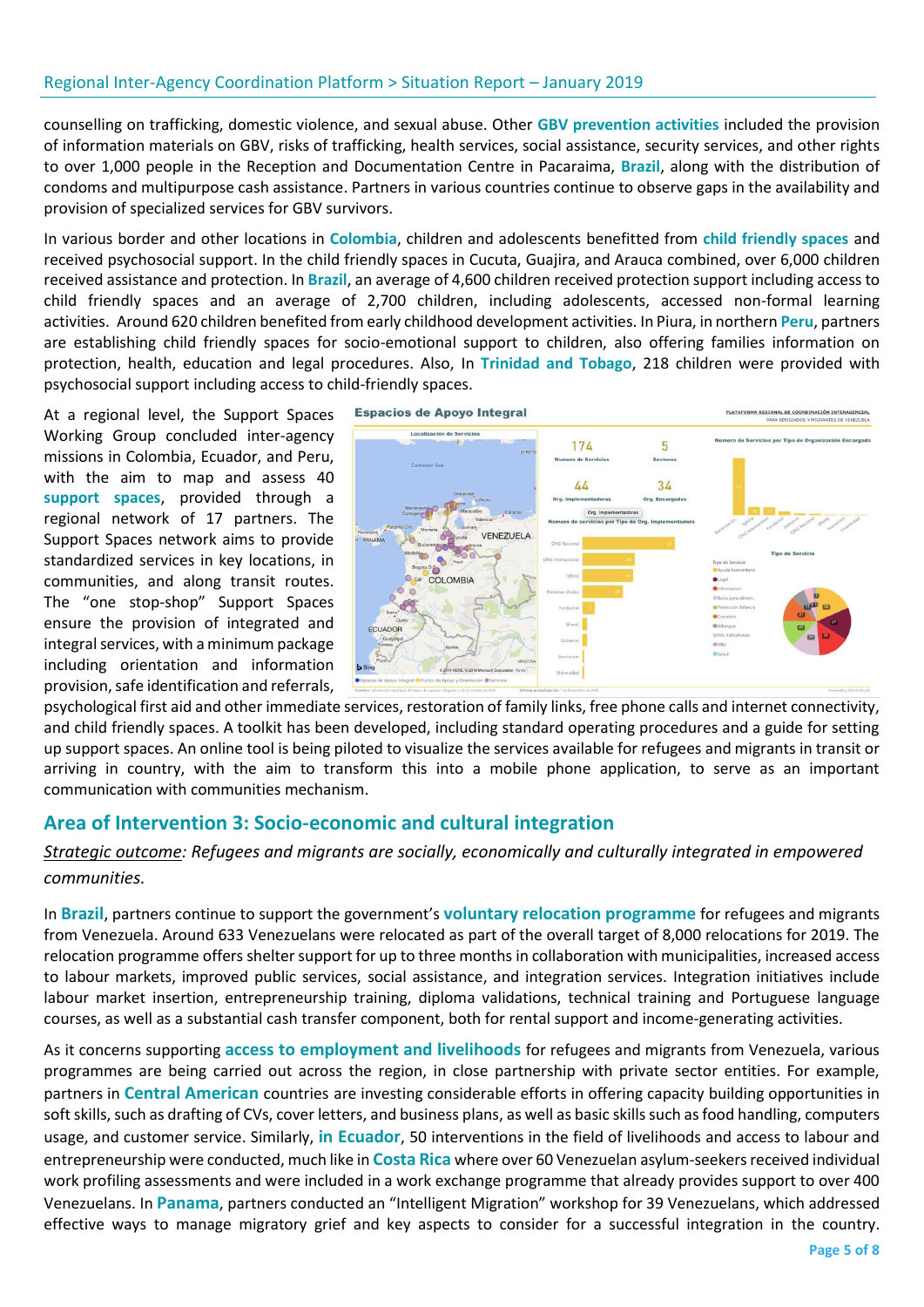counselling on trafficking, domestic violence, and sexual abuse. Other **GBV prevention activities** included the provision of information materials on GBV, risks of trafficking, health services, social assistance, security services, and other rights to over 1,000 people in the Reception and Documentation Centre in Pacaraima, **Brazil**, along with the distribution of condoms and multipurpose cash assistance. Partners in various countries continue to observe gaps in the availability and provision of specialized services for GBV survivors.

In various border and other locations in **Colombia**, children and adolescents benefitted from **child friendly spaces** and received psychosocial support. In the child friendly spaces in Cucuta, Guajira, and Arauca combined, over 6,000 children received assistance and protection. In **Brazil**, an average of 4,600 children received protection support including access to child friendly spaces and an average of 2,700 children, including adolescents, accessed non-formal learning activities. Around 620 children benefited from early childhood development activities. In Piura, in northern **Peru**, partners are establishing child friendly spaces for socio-emotional support to children, also offering families information on protection, health, education and legal procedures. Also, In **Trinidad and Tobago**, 218 children were provided with psychosocial support including access to child-friendly spaces.

At a regional level, the Support Spaces Working Group concluded inter-agency missions in Colombia, Ecuador, and Peru, with the aim to map and assess 40 **support spaces**, provided through a regional network of 17 partners. The Support Spaces network aims to provide standardized services in key locations, in communities, and along transit routes. The "one stop-shop" Support Spaces ensure the provision of integrated and integral services, with a minimum package including orientation and information provision, safe identification and referrals, psychological first aid and other immediate services, restoration of family links, free phone calls and internet connectivity, and child friendly spaces. A toolkit has been developed, including standard operating procedures and a guide for setting up support spaces. An online tool is being piloted to visualize the services available for refugees and migrants in transit or arriving in country, with the aim to transform this into a mobile phone application, to serve as an important communication with communities mechanism.

## Area of Intervention 3: Socio-economic and cultural integration

*Strategic outcome: Refugees and migrants are socially, economically and culturally integrated in empowered communities.*

In **Brazil**, partners continue to support the government's **voluntary relocation programme** for refugees and migrants from Venezuela. Around 633 Venezuelans were relocated as part of the overall target of 8,000 relocations for 2019. The relocation programme offers shelter support for up to three months in collaboration with municipalities, increased access to labour markets, improved public services, social assistance, and integration services. Integration initiatives include labour market insertion, entrepreneurship training, diploma validations, technical training and Portuguese language courses, as well as a substantial cash transfer component, both for rental support and income-generating activities.

As it concerns supporting **access to employment and livelihoods** for refugees and migrants from Venezuela, various programmes are being carried out across the region, in close partnership with private sector entities. For example, partners in **Central American** countries are investing considerable efforts in offering capacity building opportunities in soft skills, such as drafting of CVs, cover letters, and business plans, as well as basic skills such as food handling, computers usage, and customer service. Similarly, **in Ecuador**, 50 interventions in the field of livelihoods and access to labour and entrepreneurship were conducted, much like in **Costa Rica** where over 60 Venezuelan asylum-seekers received individual work profiling assessments and were included in a work exchange programme that already provides support to over 400 Venezuelans. In **Panama**, partners conducted an "Intelligent Migration" workshop for 39 Venezuelans, which addressed effective ways to manage migratory grief and key aspects to consider for a successful integration in the country.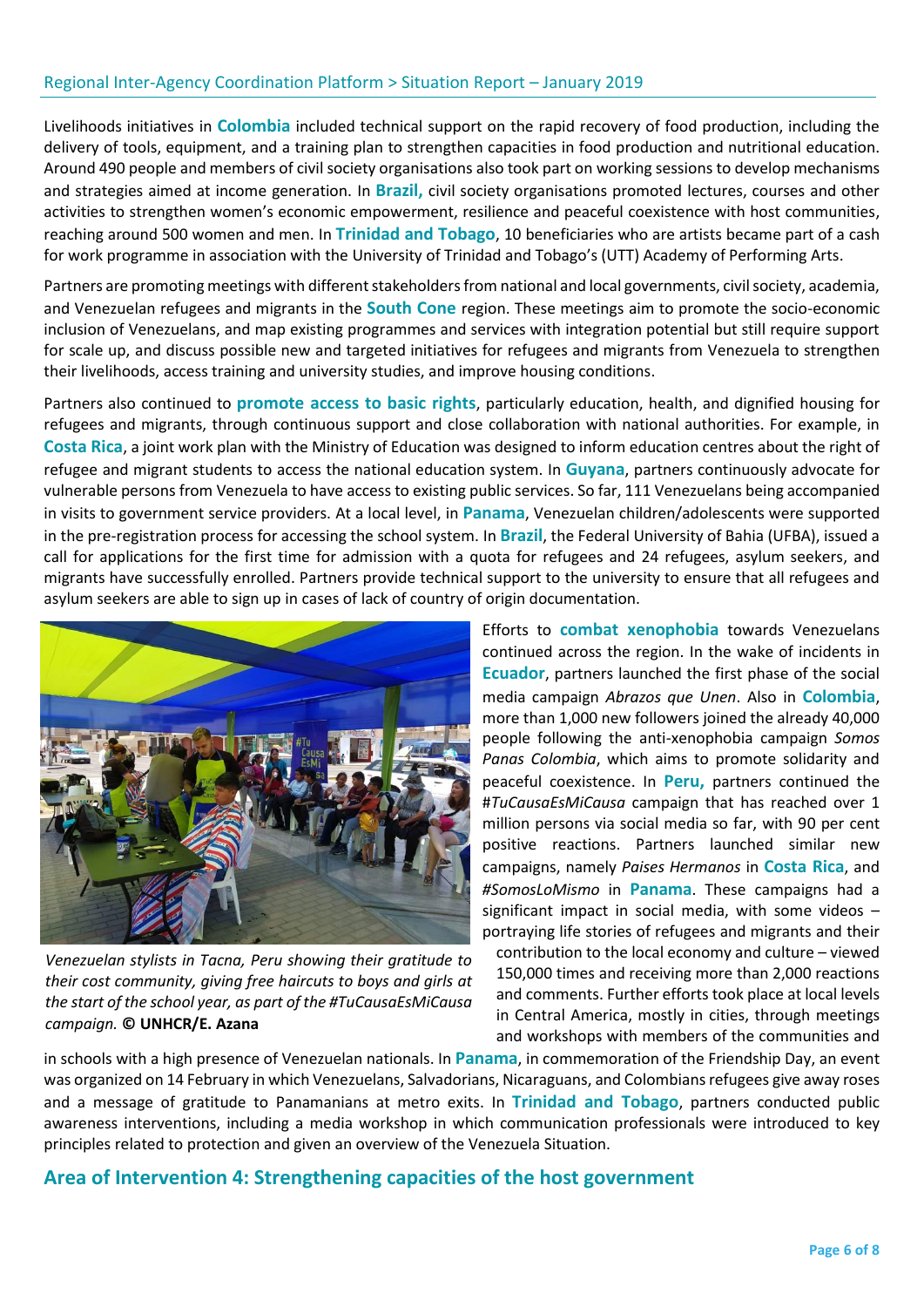Livelihoods initiatives in **Colombia** included technical support on the rapid recovery of food production, including the delivery of tools, equipment, and a training plan to strengthen capacities in food production and nutritional education. Around 490 people and members of civil society organisations also took part on working sessions to develop mechanisms and strategies aimed at income generation. In **Brazil,** civil society organisations promoted lectures, courses and other activities to strengthen women's economic empowerment, resilience and peaceful coexistence with host communities, reaching around 500 women and men. In **Trinidad and Tobago**, 10 beneficiaries who are artists became part of a cash for work programme in association with the University of Trinidad and Tobago's (UTT) Academy of Performing Arts.

Partners are promoting meetings with different stakeholders from national and local governments, civil society, academia, and Venezuelan refugees and migrants in the **South Cone** region. These meetings aim to promote the socio-economic inclusion of Venezuelans, and map existing programmes and services with integration potential but still require support for scale up, and discuss possible new and targeted initiatives for refugees and migrants from Venezuela to strengthen their livelihoods, access training and university studies, and improve housing conditions.

Partners also continued to **promote access to basic rights**, particularly education, health, and dignified housing for refugees and migrants, through continuous support and close collaboration with national authorities. For example, in **Costa Rica**, a joint work plan with the Ministry of Education was designed to inform education centres about the right of refugee and migrant students to access the national education system. In **Guyana**, partners continuously advocate for vulnerable persons from Venezuela to have access to existing public services. So far, 111 Venezuelans being accompanied in visits to government service providers. At a local level, in **Panama**, Venezuelan children/adolescents were supported in the pre-registration process for accessing the school system. In **Brazil**, the Federal University of Bahia (UFBA), issued a call for applications for the first time for admission with a quota for refugees and 24 refugees, asylum seekers, and migrants have successfully enrolled. Partners provide technical support to the university to ensure that all refugees and asylum seekers are able to sign up in cases of lack of country of origin documentation.

*Venezuelan stylists in Tacna, Peru showing their gratitude to their cost community, giving free haircuts to boys and girls at the start of the school year, as part of the #TuCausaEsMiCausa campaign.* **© UNHCR/E. Azana**

Efforts to **combat xenophobia** towards Venezuelans continued across the region. In the wake of incidents in **Ecuador**, partners launched the first phase of the social media campaign *Abrazos que Unen*. Also in **Colombia**, more than 1,000 new followers joined the already 40,000 people following the anti-xenophobia campaign *Somos Panas Colombia*, which aims to promote solidarity and peaceful coexistence. In **Peru,** partners continued the #*TuCausaEsMiCausa* campaign that has reached over 1 million persons via social media so far, with 90 per cent positive reactions. Partners launched similar new campaigns, namely *Paises Hermanos* in **Costa Rica**, and *#SomosLoMismo* in **Panama**. These campaigns had a significant impact in social media, with some videos – portraying life stories of refugees and migrants and their contribution to the local economy and culture – viewed 150,000 times and receiving more than 2,000 reactions and comments. Further efforts took place at local levels in Central America, mostly in cities, through meetings and workshops with members of the communities and in schools with a high presence of Venezuelan nationals. In **Panama**, in commemoration of the Friendship Day, an event was organized on 14 February in which Venezuelans, Salvadorians, Nicaraguans, and Colombians refugees give away roses and a message of gratitude to Panamanians at metro exits. In **Trinidad and Tobago**, partners conducted public awareness interventions, including a media workshop in which communication professionals were introduced to key principles related to protection and given an overview of the Venezuela Situation.

## Area of Intervention 4: Strengthening capacities of the host government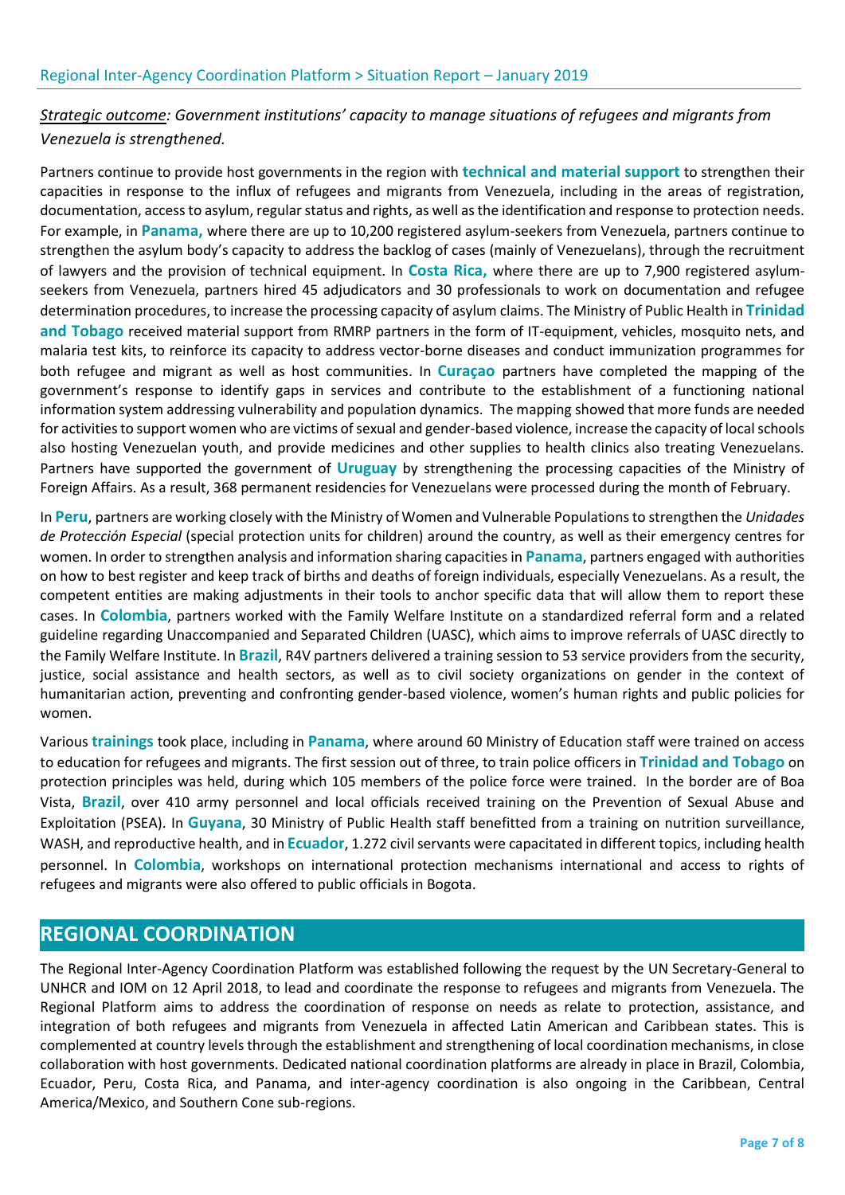*Strategic outcome: Government institutions' capacity to manage situations of refugees and migrants from Venezuela is strengthened.*

Partners continue to provide host governments in the region with **technical and material support** to strengthen their capacities in response to the influx of refugees and migrants from Venezuela, including in the areas of registration, documentation, access to asylum, regular status and rights, as well as the identification and response to protection needs. For example, in **Panama,** where there are up to 10,200 registered asylum-seekers from Venezuela, partners continue to strengthen the asylum body's capacity to address the backlog of cases (mainly of Venezuelans), through the recruitment of lawyers and the provision of technical equipment. In **Costa Rica,** where there are up to 7,900 registered asylum-seekers from Venezuela, partners hired 45 adjudicators and 30 professionals to work on documentation and refugee determination procedures, to increase the processing capacity of asylum claims. The Ministry of Public Health in **Trinidad and Tobago** received material support from RMRP partners in the form of IT-equipment, vehicles, mosquito nets, and malaria test kits, to reinforce its capacity to address vector-borne diseases and conduct immunization programmes for both refugee and migrant as well as host communities. In **Curaçao** partners have completed the mapping of the government's response to identify gaps in services and contribute to the establishment of a functioning national information system addressing vulnerability and population dynamics. The mapping showed that more funds are needed for activities to support women who are victims of sexual and gender-based violence, increase the capacity of local schools also hosting Venezuelan youth, and provide medicines and other supplies to health clinics also treating Venezuelans. Partners have supported the government of **Uruguay** by strengthening the processing capacities of the Ministry of Foreign Affairs. As a result, 368 permanent residencies for Venezuelans were processed during the month of February.

In **Peru**, partners are working closely with the Ministry of Women and Vulnerable Populations to strengthen the *Unidades de Protección Especial* (special protection units for children) around the country, as well as their emergency centres for women. In order to strengthen analysis and information sharing capacities in **Panama**, partners engaged with authorities on how to best register and keep track of births and deaths of foreign individuals, especially Venezuelans. As a result, the competent entities are making adjustments in their tools to anchor specific data that will allow them to report these cases. In **Colombia**, partners worked with the Family Welfare Institute on a standardized referral form and a related guideline regarding Unaccompanied and Separated Children (UASC), which aims to improve referrals of UASC directly to the Family Welfare Institute. In **Brazil**, R4V partners delivered a training session to 53 service providers from the security, justice, social assistance and health sectors, as well as to civil society organizations on gender in the context of humanitarian action, preventing and confronting gender-based violence, women's human rights and public policies for women.

Various **trainings** took place, including in **Panama**, where around 60 Ministry of Education staff were trained on access to education for refugees and migrants. The first session out of three, to train police officers in **Trinidad and Tobago** on protection principles was held, during which 105 members of the police force were trained. In the border are of Boa Vista, **Brazil**, over 410 army personnel and local officials received training on the Prevention of Sexual Abuse and Exploitation (PSEA). In **Guyana**, 30 Ministry of Public Health staff benefitted from a training on nutrition surveillance, WASH, and reproductive health, and in **Ecuador**, 1.272 civil servants were capacitated in different topics, including health personnel. In **Colombia**, workshops on international protection mechanisms international and access to rights of refugees and migrants were also offered to public officials in Bogota.

## REGIONAL COORDINATION

The Regional Inter-Agency Coordination Platform was established following the request by the UN Secretary-General to UNHCR and IOM on 12 April 2018, to lead and coordinate the response to refugees and migrants from Venezuela. The Regional Platform aims to address the coordination of response on needs as relate to protection, assistance, and integration of both refugees and migrants from Venezuela in affected Latin American and Caribbean states. This is complemented at country levels through the establishment and strengthening of local coordination mechanisms, in close collaboration with host governments. Dedicated national coordination platforms are already in place in Brazil, Colombia, Ecuador, Peru, Costa Rica, and Panama, and inter-agency coordination is also ongoing in the Caribbean, Central America/Mexico, and Southern Cone sub-regions.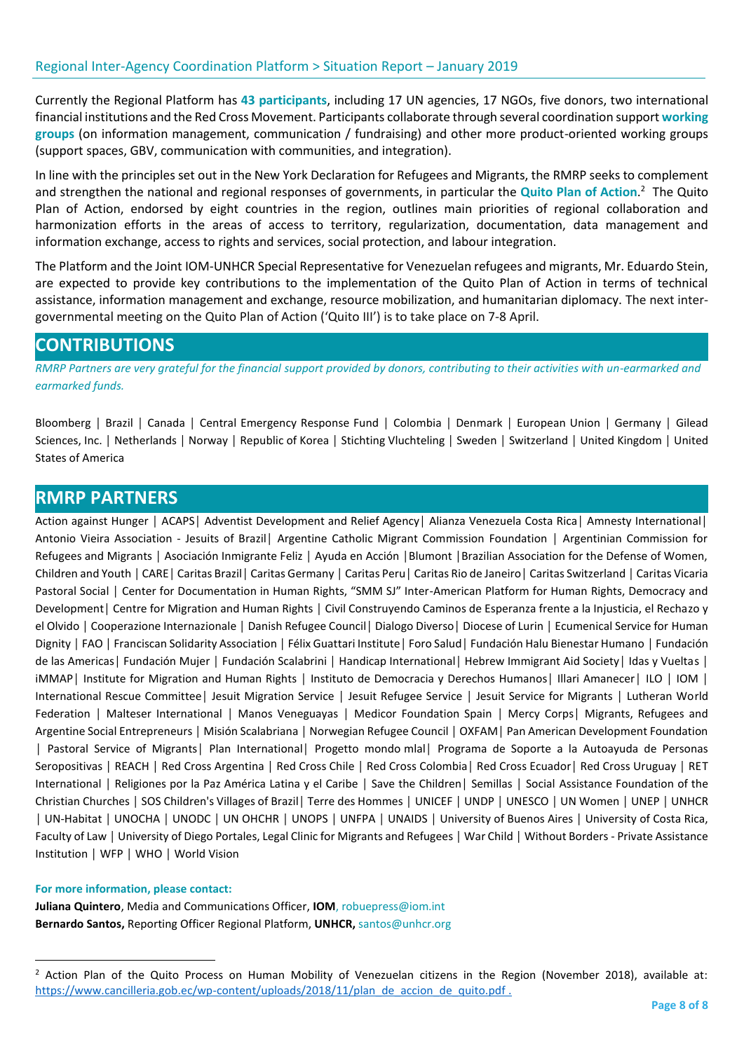Currently the Regional Platform has **43 participants**, including 17 UN agencies, 17 NGOs, five donors, two international financial institutions and the Red Cross Movement. Participants collaborate through several coordination support **working groups** (on information management, communication / fundraising) and other more product-oriented working groups (support spaces, GBV, communication with communities, and integration).

In line with the principles set out in the New York Declaration for Refugees and Migrants, the RMRP seeks to complement and strengthen the national and regional responses of governments, in particular the **Quito Plan of Action**.[2] The Quito Plan of Action, endorsed by eight countries in the region, outlines main priorities of regional collaboration and harmonization efforts in the areas of access to territory, regularization, documentation, data management and information exchange, access to rights and services, social protection, and labour integration.

The Platform and the Joint IOM-UNHCR Special Representative for Venezuelan refugees and migrants, Mr. Eduardo Stein, are expected to provide key contributions to the implementation of the Quito Plan of Action in terms of technical assistance, information management and exchange, resource mobilization, and humanitarian diplomacy. The next inter-governmental meeting on the Quito Plan of Action ('Quito III') is to take place on 7-8 April.

## CONTRIBUTIONS

*RMRP Partners are very grateful for the financial support provided by donors, contributing to their activities with un-earmarked and earmarked funds.*

Bloomberg | Brazil | Canada | Central Emergency Response Fund | Colombia | Denmark | European Union | Germany | Gilead Sciences, Inc. | Netherlands | Norway | Republic of Korea | Stichting Vluchteling | Sweden | Switzerland | United Kingdom | United States of America

## RMRP PARTNERS

Action against Hunger | ACAPS | Adventist Development and Relief Agency | Alianza Venezuela Costa Rica | Amnesty International | Antonio Vieira Association - Jesuits of Brazil | Argentine Catholic Migrant Commission Foundation | Argentinian Commission for Refugees and Migrants | Asociación Inmigrante Feliz | Ayuda en Acción | Blumont | Brazilian Association for the Defense of Women, Children and Youth | CARE | Caritas Brazil | Caritas Germany | Caritas Peru | Caritas Rio de Janeiro | Caritas Switzerland | Caritas Vicaria Pastoral Social | Center for Documentation in Human Rights, "SMM SJ" Inter-American Platform for Human Rights, Democracy and Development | Centre for Migration and Human Rights | Civil Construyendo Caminos de Esperanza frente a la Injusticia, el Rechazo y el Olvido | Cooperazione Internazionale | Danish Refugee Council | Dialogo Diverso | Diocese of Lurin | Ecumenical Service for Human Dignity | FAO | Franciscan Solidarity Association | Félix Guattari Institute | Foro Salud | Fundación Halu Bienestar Humano | Fundación de las Americas | Fundación Mujer | Fundación Scalabrini | Handicap International | Hebrew Immigrant Aid Society | Idas y Vueltas | iMMAP | Institute for Migration and Human Rights | Instituto de Democracia y Derechos Humanos | Illari Amanecer | ILO | IOM | International Rescue Committee | Jesuit Migration Service | Jesuit Refugee Service | Jesuit Service for Migrants | Lutheran World Federation | Malteser International | Manos Veneguayas | Medicor Foundation Spain | Mercy Corps | Migrants, Refugees and Argentine Social Entrepreneurs | Misión Scalabriana | Norwegian Refugee Council | OXFAM | Pan American Development Foundation | Pastoral Service of Migrants | Plan International | Progetto mondo mlal | Programa de Soporte a la Autoayuda de Personas Seropositivas | REACH | Red Cross Argentina | Red Cross Chile | Red Cross Colombia | Red Cross Ecuador | Red Cross Uruguay | RET International | Religiones por la Paz América Latina y el Caribe | Save the Children | Semillas | Social Assistance Foundation of the Christian Churches | SOS Children's Villages of Brazil | Terre des Hommes | UNICEF | UNDP | UNESCO | UN Women | UNEP | UNHCR | UN-Habitat | UNOCHA | UNODC | UN OHCHR | UNOPS | UNFPA | UNAIDS | University of Buenos Aires | University of Costa Rica, Faculty of Law | University of Diego Portales, Legal Clinic for Migrants and Refugees | War Child | Without Borders - Private Assistance Institution | WFP | WHO | World Vision

**For more information, please contact:**

**Juliana Quintero**, Media and Communications Officer, **IOM**, robuepress@iom.int
**Bernardo Santos,** Reporting Officer Regional Platform, **UNHCR,** santos@unhcr.org

[2] Action Plan of the Quito Process on Human Mobility of Venezuelan citizens in the Region (November 2018), available at: https://www.cancilleria.gob.ec/wp-content/uploads/2018/11/plan_de_accion_de_quito.pdf .